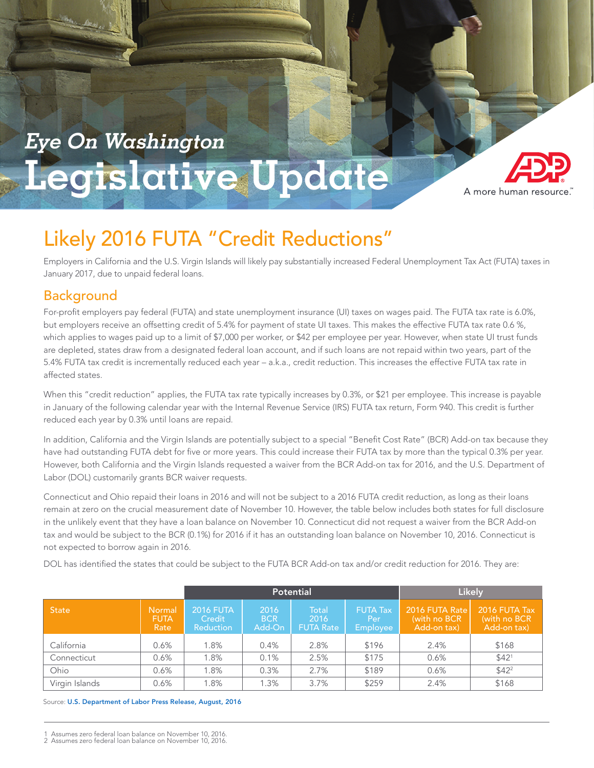*Eye On Washington*

# Legislative Update

A more human resource.™

## Likely 2016 FUTA "Credit Reductions"

Employers in California and the U.S. Virgin Islands will likely pay substantially increased Federal Unemployment Tax Act (FUTA) taxes in January 2017, due to unpaid federal loans.

## Background

For-profit employers pay federal (FUTA) and state unemployment insurance (UI) taxes on wages paid. The FUTA tax rate is 6.0%, but employers receive an offsetting credit of 5.4% for payment of state UI taxes. This makes the effective FUTA tax rate 0.6 %, which applies to wages paid up to a limit of $7,000 per worker, or $42 per employee per year. However, when state UI trust funds are depleted, states draw from a designated federal loan account, and if such loans are not repaid within two years, part of the 5.4% FUTA tax credit is incrementally reduced each year – a.k.a., credit reduction. This increases the effective FUTA tax rate in affected states.

When this "credit reduction" applies, the FUTA tax rate typically increases by 0.3%, or $21 per employee. This increase is payable in January of the following calendar year with the Internal Revenue Service (IRS) FUTA tax return, Form 940. This credit is further reduced each year by 0.3% until loans are repaid.

In addition, California and the Virgin Islands are potentially subject to a special "Benefit Cost Rate" (BCR) Add-on tax because they have had outstanding FUTA debt for five or more years. This could increase their FUTA tax by more than the typical 0.3% per year. However, both California and the Virgin Islands requested a waiver from the BCR Add-on tax for 2016, and the U.S. Department of Labor (DOL) customarily grants BCR waiver requests.

Connecticut and Ohio repaid their loans in 2016 and will not be subject to a 2016 FUTA credit reduction, as long as their loans remain at zero on the crucial measurement date of November 10. However, the table below includes both states for full disclosure in the unlikely event that they have a loan balance on November 10. Connecticut did not request a waiver from the BCR Add-on tax and would be subject to the BCR (0.1%) for 2016 if it has an outstanding loan balance on November 10, 2016. Connecticut is not expected to borrow again in 2016.

DOL has identified the states that could be subject to the FUTA BCR Add-on tax and/or credit reduction for 2016. They are:

| | | Potential | | | | Likely | |
|---|---|---|---|---|---|---|---|
| State | Normal FUTA Rate | 2016 FUTA Credit Reduction | 2016 BCR Add-On | Total 2016 FUTA Rate | FUTA Tax Per Employee | 2016 FUTA Rate (with no BCR Add-on tax) | 2016 FUTA Tax (with no BCR Add-on tax) |
| California | 0.6% | 1.8% | 0.4% | 2.8% | $196 | 2.4% | $168 |
| Connecticut | 0.6% | 1.8% | 0.1% | 2.5% | $175 | 0.6% | $42[1] |
| Ohio | 0.6% | 1.8% | 0.3% | 2.7% | $189 | 0.6% | $42[2] |
| Virgin Islands | 0.6% | 1.8% | 1.3% | 3.7% | $259 | 2.4% | $168 |

Source: **U.S. Department of Labor Press Release, August, 2016**

1 Assumes zero federal loan balance on November 10, 2016.
2 Assumes zero federal loan balance on November 10, 2016.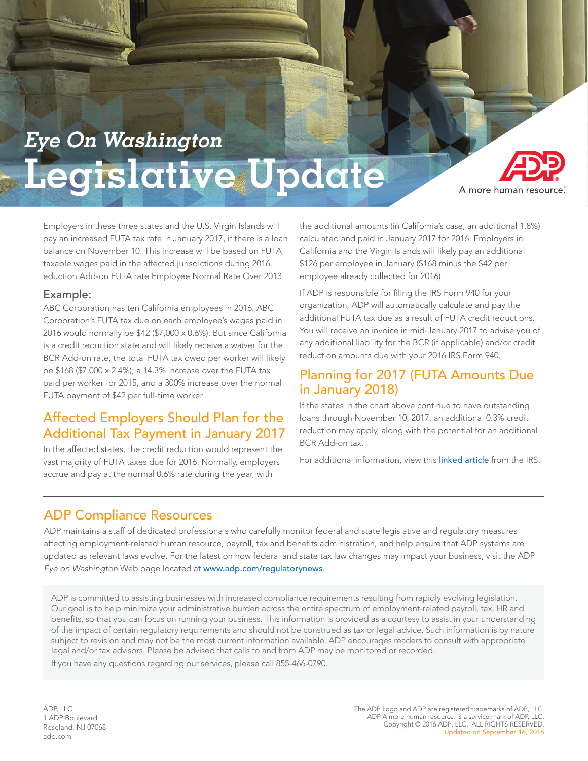# *Eye On Washington*

# Legislative Update

Employers in these three states and the U.S. Virgin Islands will pay an increased FUTA tax rate in January 2017, if there is a loan balance on November 10. This increase will be based on FUTA taxable wages paid in the affected jurisdictions during 2016. eduction Add-on FUTA rate Employee Normal Rate Over 2013

### Example:

ABC Corporation has ten California employees in 2016. ABC Corporation's FUTA tax due on each employee's wages paid in 2016 would normally be $42 ($7,000 x 0.6%). But since California is a credit reduction state and will likely receive a waiver for the BCR Add-on rate, the total FUTA tax owed per worker will likely be $168 ($7,000 x 2.4%); a 14.3% increase over the FUTA tax paid per worker for 2015, and a 300% increase over the normal FUTA payment of $42 per full-time worker.

## Affected Employers Should Plan for the Additional Tax Payment in January 2017

In the affected states, the credit reduction would represent the vast majority of FUTA taxes due for 2016. Normally, employers accrue and pay at the normal 0.6% rate during the year, with the additional amounts (in California's case, an additional 1.8%) calculated and paid in January 2017 for 2016. Employers in California and the Virgin Islands will likely pay an additional $126 per employee in January ($168 minus the $42 per employee already collected for 2016).

If ADP is responsible for filing the IRS Form 940 for your organization, ADP will automatically calculate and pay the additional FUTA tax due as a result of FUTA credit reductions. You will receive an invoice in mid-January 2017 to advise you of any additional liability for the BCR (if applicable) and/or credit reduction amounts due with your 2016 IRS Form 940.

## Planning for 2017 (FUTA Amounts Due in January 2018)

If the states in the chart above continue to have outstanding loans through November 10, 2017, an additional 0.3% credit reduction may apply, along with the potential for an additional BCR Add-on tax.

For additional information, view this linked article from the IRS.

## ADP Compliance Resources

ADP maintains a staff of dedicated professionals who carefully monitor federal and state legislative and regulatory measures affecting employment-related human resource, payroll, tax and benefits administration, and help ensure that ADP systems are updated as relevant laws evolve. For the latest on how federal and state tax law changes may impact your business, visit the ADP *Eye on Washington* Web page located at www.adp.com/regulatorynews.

ADP is committed to assisting businesses with increased compliance requirements resulting from rapidly evolving legislation. Our goal is to help minimize your administrative burden across the entire spectrum of employment-related payroll, tax, HR and benefits, so that you can focus on running your business. This information is provided as a courtesy to assist in your understanding of the impact of certain regulatory requirements and should not be construed as tax or legal advice. Such information is by nature subject to revision and may not be the most current information available. ADP encourages readers to consult with appropriate legal and/or tax advisors. Please be advised that calls to and from ADP may be monitored or recorded.

If you have any questions regarding our services, please call 855-466-0790.

ADP, LLC.
1 ADP Boulevard
Roseland, NJ 07068
adp.com

The ADP Logo and ADP are registered trademarks of ADP, LLC.
ADP A more human resource. is a service mark of ADP, LLC.
Copyright © 2016 ADP, LLC. ALL RIGHTS RESERVED.
Updated on September 16, 2016